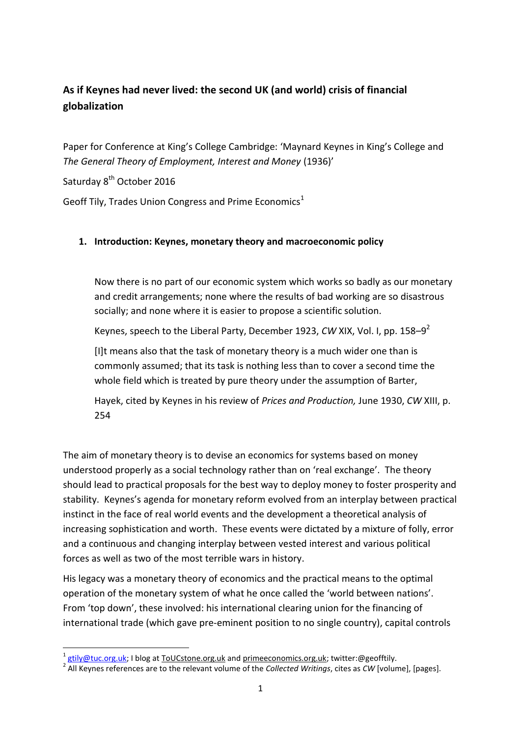# As if Keynes had never lived: the second UK (and world) crisis of financial globalization

Paper for Conference at King's College Cambridge: 'Maynard Keynes in King's College and *The General Theory of Employment, Interest and Money* (1936)'

Saturday 8th October 2016

Geoff Tily, Trades Union Congress and Prime Economics[1]

## 1. Introduction: Keynes, monetary theory and macroeconomic policy

> Now there is no part of our economic system which works so badly as our monetary and credit arrangements; none where the results of bad working are so disastrous socially; and none where it is easier to propose a scientific solution.
>
> Keynes, speech to the Liberal Party, December 1923, *CW* XIX, Vol. I, pp. 158–9[2]
>
> [I]t means also that the task of monetary theory is a much wider one than is commonly assumed; that its task is nothing less than to cover a second time the whole field which is treated by pure theory under the assumption of Barter,
>
> Hayek, cited by Keynes in his review of *Prices and Production,* June 1930, *CW* XIII, p. 254

The aim of monetary theory is to devise an economics for systems based on money understood properly as a social technology rather than on 'real exchange'. The theory should lead to practical proposals for the best way to deploy money to foster prosperity and stability. Keynes's agenda for monetary reform evolved from an interplay between practical instinct in the face of real world events and the development a theoretical analysis of increasing sophistication and worth. These events were dictated by a mixture of folly, error and a continuous and changing interplay between vested interest and various political forces as well as two of the most terrible wars in history.

His legacy was a monetary theory of economics and the practical means to the optimal operation of the monetary system of what he once called the 'world between nations'. From 'top down', these involved: his international clearing union for the financing of international trade (which gave pre-eminent position to no single country), capital controls

---

[1] gtily@tuc.org.uk; I blog at ToUCstone.org.uk and primeeconomics.org.uk; twitter:@geofftily.

[2] All Keynes references are to the relevant volume of the *Collected Writings*, cites as *CW* [volume], [pages].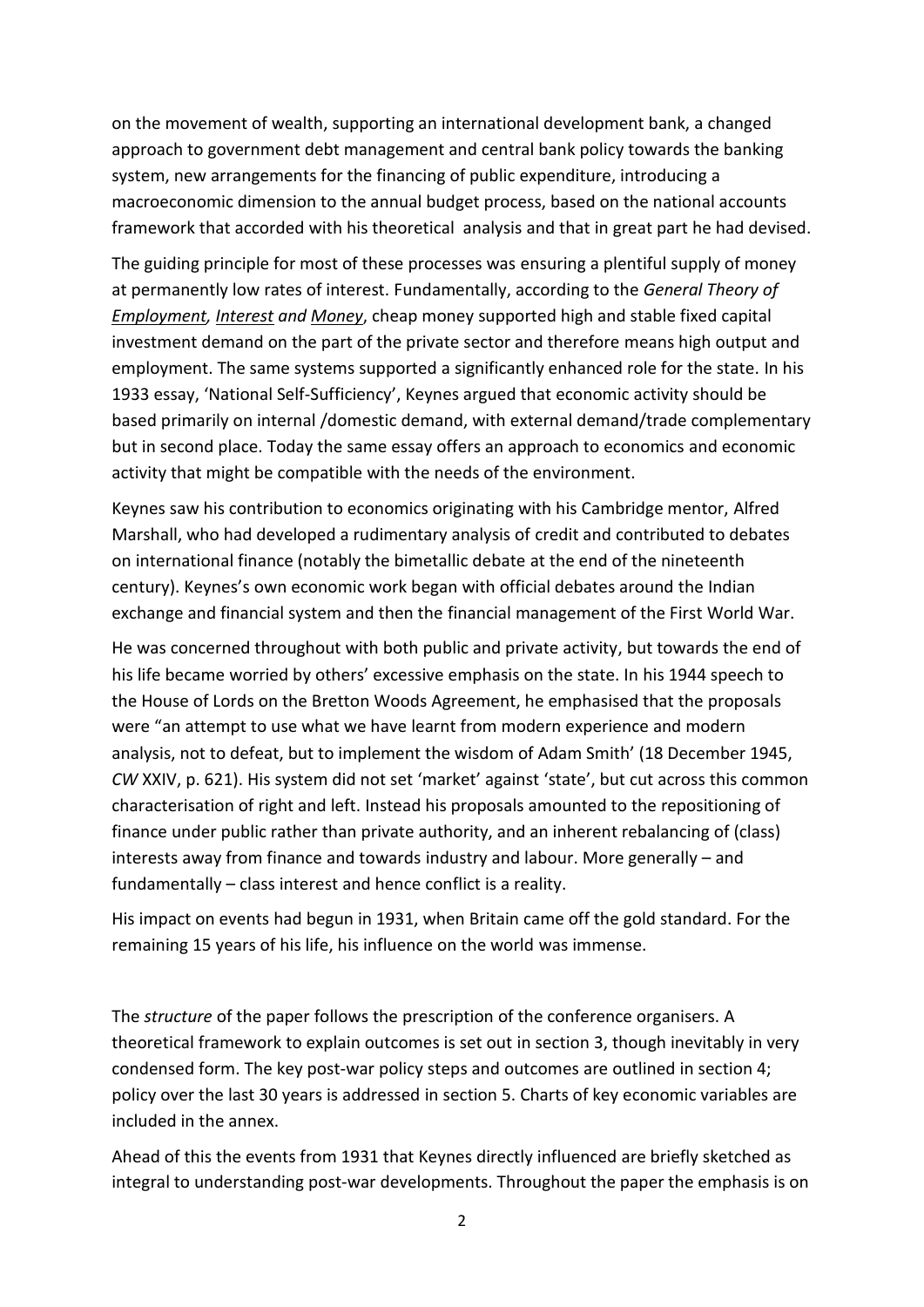on the movement of wealth, supporting an international development bank, a changed approach to government debt management and central bank policy towards the banking system, new arrangements for the financing of public expenditure, introducing a macroeconomic dimension to the annual budget process, based on the national accounts framework that accorded with his theoretical analysis and that in great part he had devised.

The guiding principle for most of these processes was ensuring a plentiful supply of money at permanently low rates of interest. Fundamentally, according to the *General Theory of Employment, Interest and Money*, cheap money supported high and stable fixed capital investment demand on the part of the private sector and therefore means high output and employment. The same systems supported a significantly enhanced role for the state. In his 1933 essay, 'National Self-Sufficiency', Keynes argued that economic activity should be based primarily on internal /domestic demand, with external demand/trade complementary but in second place. Today the same essay offers an approach to economics and economic activity that might be compatible with the needs of the environment.

Keynes saw his contribution to economics originating with his Cambridge mentor, Alfred Marshall, who had developed a rudimentary analysis of credit and contributed to debates on international finance (notably the bimetallic debate at the end of the nineteenth century). Keynes's own economic work began with official debates around the Indian exchange and financial system and then the financial management of the First World War.

He was concerned throughout with both public and private activity, but towards the end of his life became worried by others' excessive emphasis on the state. In his 1944 speech to the House of Lords on the Bretton Woods Agreement, he emphasised that the proposals were "an attempt to use what we have learnt from modern experience and modern analysis, not to defeat, but to implement the wisdom of Adam Smith' (18 December 1945, *CW* XXIV, p. 621). His system did not set 'market' against 'state', but cut across this common characterisation of right and left. Instead his proposals amounted to the repositioning of finance under public rather than private authority, and an inherent rebalancing of (class) interests away from finance and towards industry and labour. More generally – and fundamentally – class interest and hence conflict is a reality.

His impact on events had begun in 1931, when Britain came off the gold standard. For the remaining 15 years of his life, his influence on the world was immense.

The *structure* of the paper follows the prescription of the conference organisers. A theoretical framework to explain outcomes is set out in section 3, though inevitably in very condensed form. The key post-war policy steps and outcomes are outlined in section 4; policy over the last 30 years is addressed in section 5. Charts of key economic variables are included in the annex.

Ahead of this the events from 1931 that Keynes directly influenced are briefly sketched as integral to understanding post-war developments. Throughout the paper the emphasis is on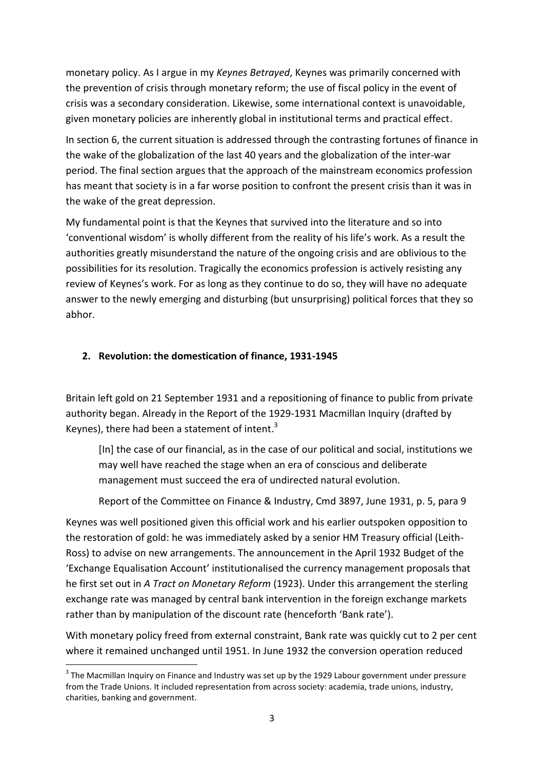monetary policy. As I argue in my *Keynes Betrayed*, Keynes was primarily concerned with the prevention of crisis through monetary reform; the use of fiscal policy in the event of crisis was a secondary consideration. Likewise, some international context is unavoidable, given monetary policies are inherently global in institutional terms and practical effect.

In section 6, the current situation is addressed through the contrasting fortunes of finance in the wake of the globalization of the last 40 years and the globalization of the inter-war period. The final section argues that the approach of the mainstream economics profession has meant that society is in a far worse position to confront the present crisis than it was in the wake of the great depression.

My fundamental point is that the Keynes that survived into the literature and so into 'conventional wisdom' is wholly different from the reality of his life's work. As a result the authorities greatly misunderstand the nature of the ongoing crisis and are oblivious to the possibilities for its resolution. Tragically the economics profession is actively resisting any review of Keynes's work. For as long as they continue to do so, they will have no adequate answer to the newly emerging and disturbing (but unsurprising) political forces that they so abhor.

## 2. Revolution: the domestication of finance, 1931-1945

Britain left gold on 21 September 1931 and a repositioning of finance to public from private authority began. Already in the Report of the 1929-1931 Macmillan Inquiry (drafted by Keynes), there had been a statement of intent.[3]

> [In] the case of our financial, as in the case of our political and social, institutions we may well have reached the stage when an era of conscious and deliberate management must succeed the era of undirected natural evolution.
>
> Report of the Committee on Finance & Industry, Cmd 3897, June 1931, p. 5, para 9

Keynes was well positioned given this official work and his earlier outspoken opposition to the restoration of gold: he was immediately asked by a senior HM Treasury official (Leith-Ross) to advise on new arrangements. The announcement in the April 1932 Budget of the 'Exchange Equalisation Account' institutionalised the currency management proposals that he first set out in *A Tract on Monetary Reform* (1923). Under this arrangement the sterling exchange rate was managed by central bank intervention in the foreign exchange markets rather than by manipulation of the discount rate (henceforth 'Bank rate').

With monetary policy freed from external constraint, Bank rate was quickly cut to 2 per cent where it remained unchanged until 1951. In June 1932 the conversion operation reduced

[3] The Macmillan Inquiry on Finance and Industry was set up by the 1929 Labour government under pressure from the Trade Unions. It included representation from across society: academia, trade unions, industry, charities, banking and government.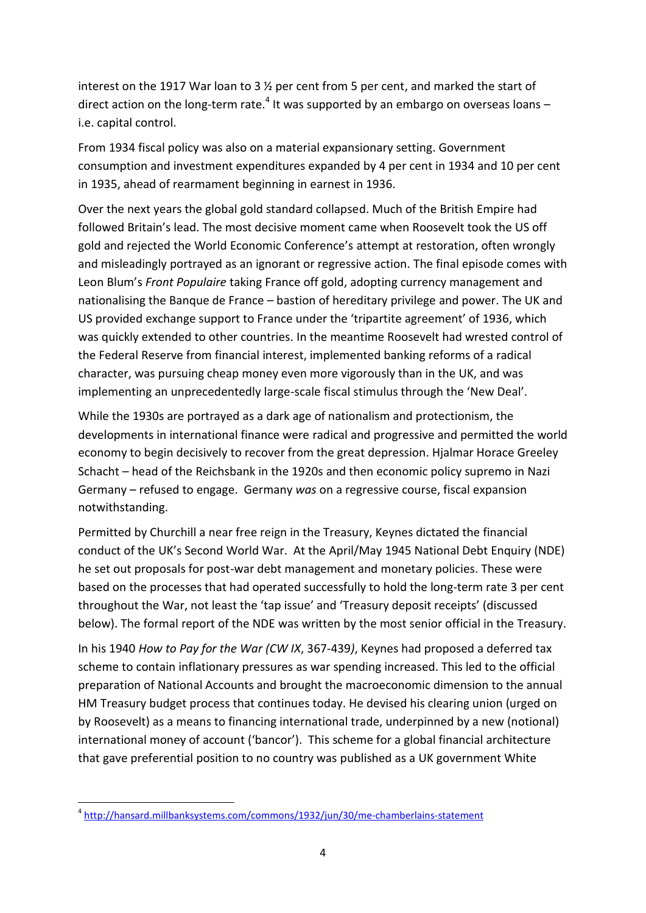interest on the 1917 War loan to 3 ½ per cent from 5 per cent, and marked the start of direct action on the long-term rate.[4] It was supported by an embargo on overseas loans – i.e. capital control.

From 1934 fiscal policy was also on a material expansionary setting. Government consumption and investment expenditures expanded by 4 per cent in 1934 and 10 per cent in 1935, ahead of rearmament beginning in earnest in 1936.

Over the next years the global gold standard collapsed. Much of the British Empire had followed Britain's lead. The most decisive moment came when Roosevelt took the US off gold and rejected the World Economic Conference's attempt at restoration, often wrongly and misleadingly portrayed as an ignorant or regressive action. The final episode comes with Leon Blum's *Front Populaire* taking France off gold, adopting currency management and nationalising the Banque de France – bastion of hereditary privilege and power. The UK and US provided exchange support to France under the 'tripartite agreement' of 1936, which was quickly extended to other countries. In the meantime Roosevelt had wrested control of the Federal Reserve from financial interest, implemented banking reforms of a radical character, was pursuing cheap money even more vigorously than in the UK, and was implementing an unprecedentedly large-scale fiscal stimulus through the 'New Deal'.

While the 1930s are portrayed as a dark age of nationalism and protectionism, the developments in international finance were radical and progressive and permitted the world economy to begin decisively to recover from the great depression. Hjalmar Horace Greeley Schacht – head of the Reichsbank in the 1920s and then economic policy supremo in Nazi Germany – refused to engage. Germany *was* on a regressive course, fiscal expansion notwithstanding.

Permitted by Churchill a near free reign in the Treasury, Keynes dictated the financial conduct of the UK's Second World War. At the April/May 1945 National Debt Enquiry (NDE) he set out proposals for post-war debt management and monetary policies. These were based on the processes that had operated successfully to hold the long-term rate 3 per cent throughout the War, not least the 'tap issue' and 'Treasury deposit receipts' (discussed below). The formal report of the NDE was written by the most senior official in the Treasury.

In his 1940 *How to Pay for the War (CW IX*, 367-439*)*, Keynes had proposed a deferred tax scheme to contain inflationary pressures as war spending increased. This led to the official preparation of National Accounts and brought the macroeconomic dimension to the annual HM Treasury budget process that continues today. He devised his clearing union (urged on by Roosevelt) as a means to financing international trade, underpinned by a new (notional) international money of account ('bancor'). This scheme for a global financial architecture that gave preferential position to no country was published as a UK government White

---

[4] http://hansard.millbanksystems.com/commons/1932/jun/30/me-chamberlains-statement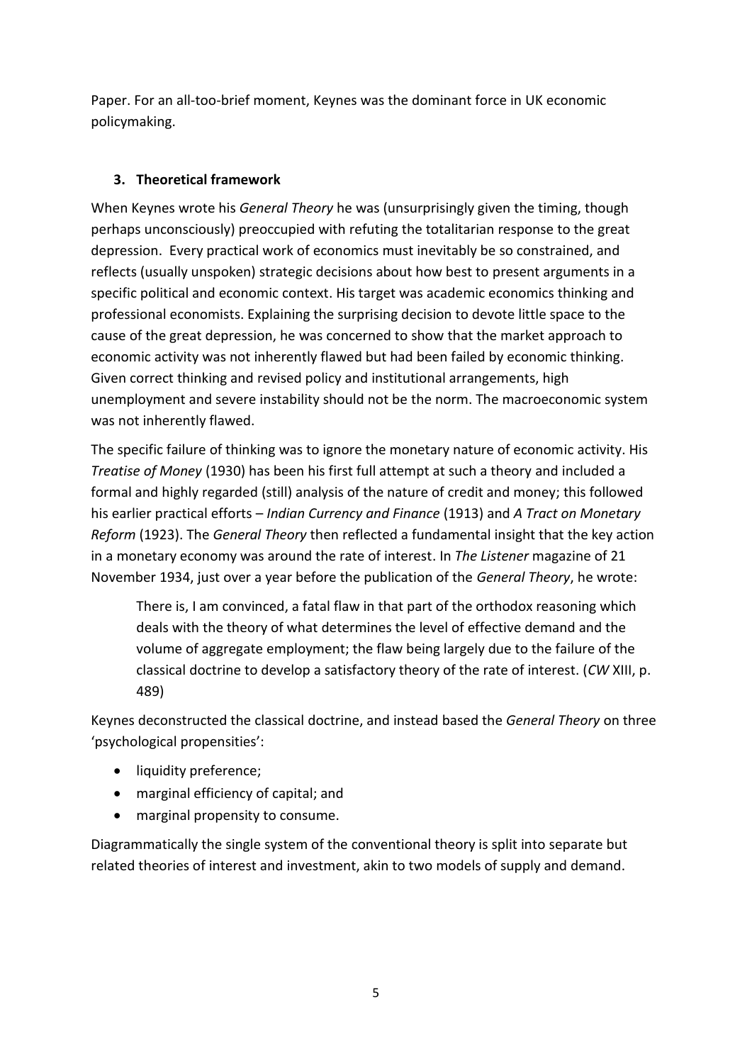Paper. For an all-too-brief moment, Keynes was the dominant force in UK economic policymaking.

## 3. Theoretical framework

When Keynes wrote his *General Theory* he was (unsurprisingly given the timing, though perhaps unconsciously) preoccupied with refuting the totalitarian response to the great depression. Every practical work of economics must inevitably be so constrained, and reflects (usually unspoken) strategic decisions about how best to present arguments in a specific political and economic context. His target was academic economics thinking and professional economists. Explaining the surprising decision to devote little space to the cause of the great depression, he was concerned to show that the market approach to economic activity was not inherently flawed but had been failed by economic thinking. Given correct thinking and revised policy and institutional arrangements, high unemployment and severe instability should not be the norm. The macroeconomic system was not inherently flawed.

The specific failure of thinking was to ignore the monetary nature of economic activity. His *Treatise of Money* (1930) has been his first full attempt at such a theory and included a formal and highly regarded (still) analysis of the nature of credit and money; this followed his earlier practical efforts – *Indian Currency and Finance* (1913) and *A Tract on Monetary Reform* (1923). The *General Theory* then reflected a fundamental insight that the key action in a monetary economy was around the rate of interest. In *The Listener* magazine of 21 November 1934, just over a year before the publication of the *General Theory*, he wrote:

> There is, I am convinced, a fatal flaw in that part of the orthodox reasoning which deals with the theory of what determines the level of effective demand and the volume of aggregate employment; the flaw being largely due to the failure of the classical doctrine to develop a satisfactory theory of the rate of interest. (*CW* XIII, p. 489)

Keynes deconstructed the classical doctrine, and instead based the *General Theory* on three 'psychological propensities':

- liquidity preference;
- marginal efficiency of capital; and
- marginal propensity to consume.

Diagrammatically the single system of the conventional theory is split into separate but related theories of interest and investment, akin to two models of supply and demand.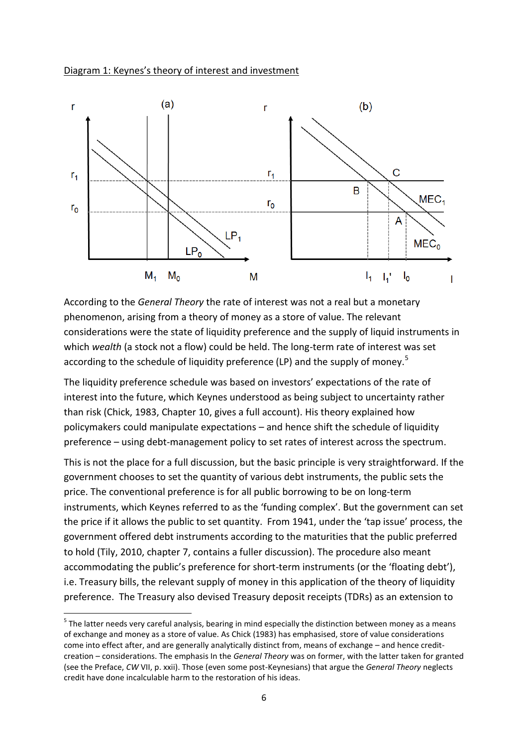Diagram 1: Keynes's theory of interest and investment

According to the *General Theory* the rate of interest was not a real but a monetary phenomenon, arising from a theory of money as a store of value. The relevant considerations were the state of liquidity preference and the supply of liquid instruments in which *wealth* (a stock not a flow) could be held. The long-term rate of interest was set according to the schedule of liquidity preference (LP) and the supply of money.[5]

The liquidity preference schedule was based on investors' expectations of the rate of interest into the future, which Keynes understood as being subject to uncertainty rather than risk (Chick, 1983, Chapter 10, gives a full account). His theory explained how policymakers could manipulate expectations – and hence shift the schedule of liquidity preference – using debt-management policy to set rates of interest across the spectrum.

This is not the place for a full discussion, but the basic principle is very straightforward. If the government chooses to set the quantity of various debt instruments, the public sets the price. The conventional preference is for all public borrowing to be on long-term instruments, which Keynes referred to as the 'funding complex'. But the government can set the price if it allows the public to set quantity. From 1941, under the 'tap issue' process, the government offered debt instruments according to the maturities that the public preferred to hold (Tily, 2010, chapter 7, contains a fuller discussion). The procedure also meant accommodating the public's preference for short-term instruments (or the 'floating debt'), i.e. Treasury bills, the relevant supply of money in this application of the theory of liquidity preference. The Treasury also devised Treasury deposit receipts (TDRs) as an extension to

[5] The latter needs very careful analysis, bearing in mind especially the distinction between money as a means of exchange and money as a store of value. As Chick (1983) has emphasised, store of value considerations come into effect after, and are generally analytically distinct from, means of exchange – and hence credit-creation – considerations. The emphasis In the *General Theory* was on former, with the latter taken for granted (see the Preface, *CW* VII, p. xxii). Those (even some post-Keynesians) that argue the *General Theory* neglects credit have done incalculable harm to the restoration of his ideas.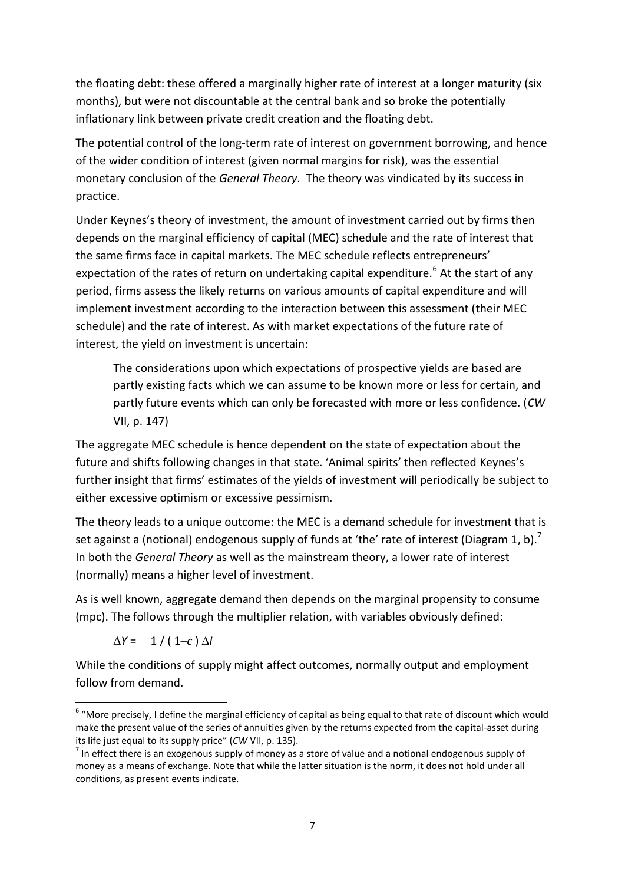the floating debt: these offered a marginally higher rate of interest at a longer maturity (six months), but were not discountable at the central bank and so broke the potentially inflationary link between private credit creation and the floating debt.

The potential control of the long-term rate of interest on government borrowing, and hence of the wider condition of interest (given normal margins for risk), was the essential monetary conclusion of the *General Theory*. The theory was vindicated by its success in practice.

Under Keynes's theory of investment, the amount of investment carried out by firms then depends on the marginal efficiency of capital (MEC) schedule and the rate of interest that the same firms face in capital markets. The MEC schedule reflects entrepreneurs' expectation of the rates of return on undertaking capital expenditure.[6] At the start of any period, firms assess the likely returns on various amounts of capital expenditure and will implement investment according to the interaction between this assessment (their MEC schedule) and the rate of interest. As with market expectations of the future rate of interest, the yield on investment is uncertain:

> The considerations upon which expectations of prospective yields are based are partly existing facts which we can assume to be known more or less for certain, and partly future events which can only be forecasted with more or less confidence. (*CW* VII, p. 147)

The aggregate MEC schedule is hence dependent on the state of expectation about the future and shifts following changes in that state. 'Animal spirits' then reflected Keynes's further insight that firms' estimates of the yields of investment will periodically be subject to either excessive optimism or excessive pessimism.

The theory leads to a unique outcome: the MEC is a demand schedule for investment that is set against a (notional) endogenous supply of funds at 'the' rate of interest (Diagram 1, b).[7] In both the *General Theory* as well as the mainstream theory, a lower rate of interest (normally) means a higher level of investment.

As is well known, aggregate demand then depends on the marginal propensity to consume (mpc). The follows through the multiplier relation, with variables obviously defined:

$$\Delta Y = 1 / (1 - c) \, \Delta I$$

While the conditions of supply might affect outcomes, normally output and employment follow from demand.

---

[6] "More precisely, I define the marginal efficiency of capital as being equal to that rate of discount which would make the present value of the series of annuities given by the returns expected from the capital-asset during its life just equal to its supply price" (*CW* VII, p. 135).

[7] In effect there is an exogenous supply of money as a store of value and a notional endogenous supply of money as a means of exchange. Note that while the latter situation is the norm, it does not hold under all conditions, as present events indicate.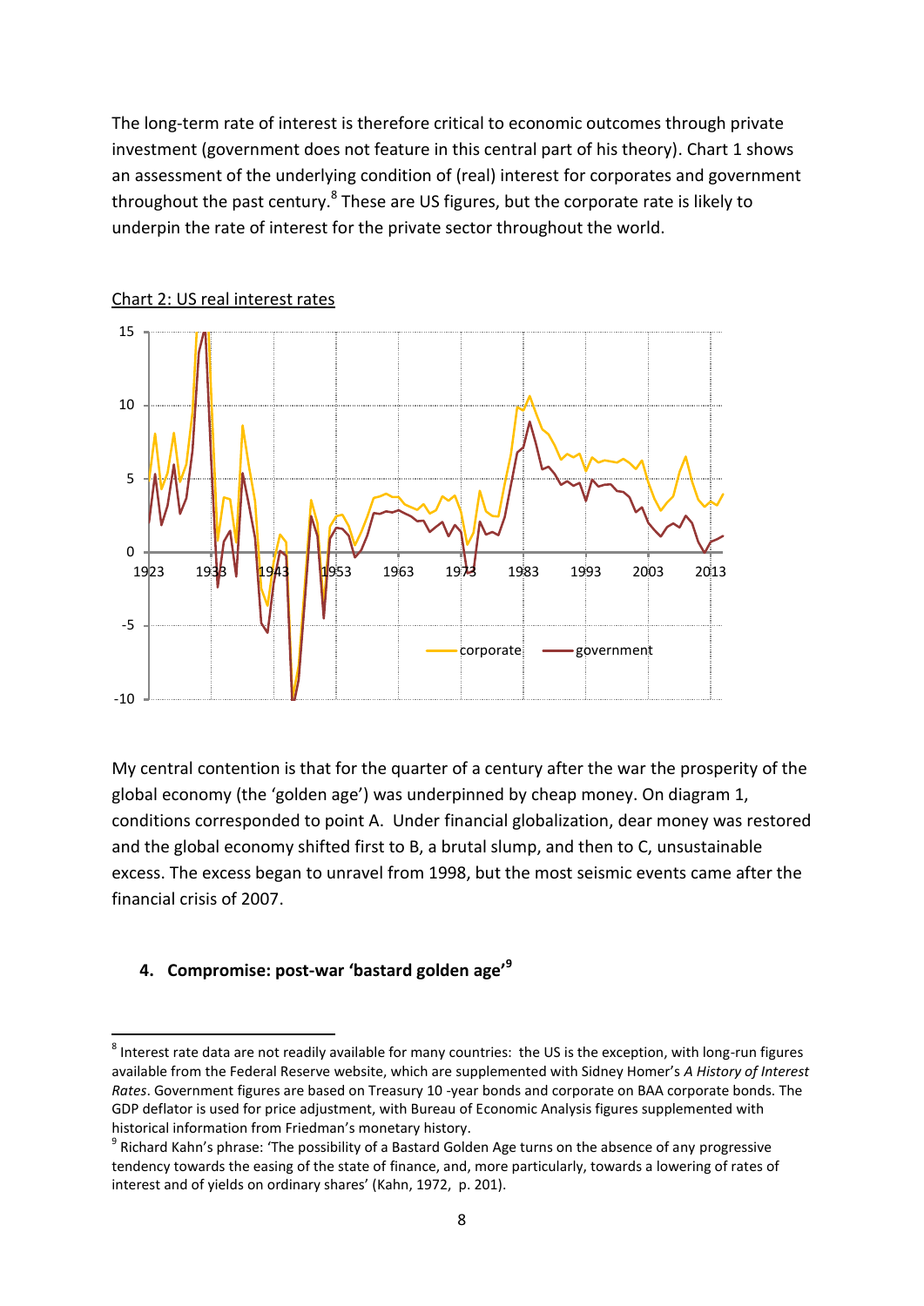The long-term rate of interest is therefore critical to economic outcomes through private investment (government does not feature in this central part of his theory). Chart 1 shows an assessment of the underlying condition of (real) interest for corporates and government throughout the past century.[8] These are US figures, but the corporate rate is likely to underpin the rate of interest for the private sector throughout the world.

Chart 2: US real interest rates

My central contention is that for the quarter of a century after the war the prosperity of the global economy (the 'golden age') was underpinned by cheap money. On diagram 1, conditions corresponded to point A. Under financial globalization, dear money was restored and the global economy shifted first to B, a brutal slump, and then to C, unsustainable excess. The excess began to unravel from 1998, but the most seismic events came after the financial crisis of 2007.

### 4. Compromise: post-war 'bastard golden age'[9]

---

[8] Interest rate data are not readily available for many countries: the US is the exception, with long-run figures available from the Federal Reserve website, which are supplemented with Sidney Homer's *A History of Interest Rates*. Government figures are based on Treasury 10 -year bonds and corporate on BAA corporate bonds. The GDP deflator is used for price adjustment, with Bureau of Economic Analysis figures supplemented with historical information from Friedman's monetary history.

[9] Richard Kahn's phrase: 'The possibility of a Bastard Golden Age turns on the absence of any progressive tendency towards the easing of the state of finance, and, more particularly, towards a lowering of rates of interest and of yields on ordinary shares' (Kahn, 1972, p. 201).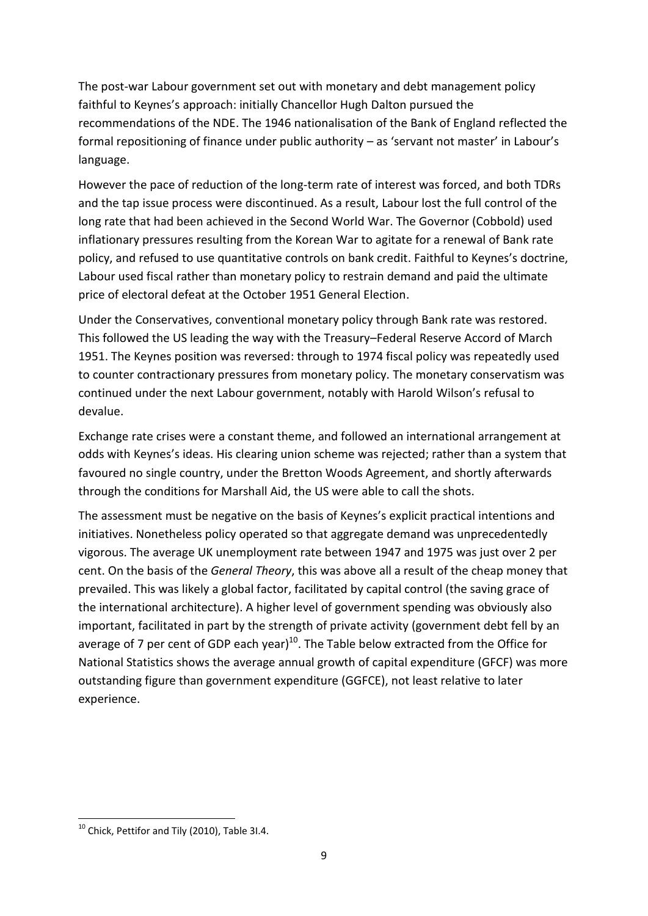The post-war Labour government set out with monetary and debt management policy faithful to Keynes's approach: initially Chancellor Hugh Dalton pursued the recommendations of the NDE. The 1946 nationalisation of the Bank of England reflected the formal repositioning of finance under public authority – as 'servant not master' in Labour's language.

However the pace of reduction of the long-term rate of interest was forced, and both TDRs and the tap issue process were discontinued. As a result, Labour lost the full control of the long rate that had been achieved in the Second World War. The Governor (Cobbold) used inflationary pressures resulting from the Korean War to agitate for a renewal of Bank rate policy, and refused to use quantitative controls on bank credit. Faithful to Keynes's doctrine, Labour used fiscal rather than monetary policy to restrain demand and paid the ultimate price of electoral defeat at the October 1951 General Election.

Under the Conservatives, conventional monetary policy through Bank rate was restored. This followed the US leading the way with the Treasury–Federal Reserve Accord of March 1951. The Keynes position was reversed: through to 1974 fiscal policy was repeatedly used to counter contractionary pressures from monetary policy. The monetary conservatism was continued under the next Labour government, notably with Harold Wilson's refusal to devalue.

Exchange rate crises were a constant theme, and followed an international arrangement at odds with Keynes's ideas. His clearing union scheme was rejected; rather than a system that favoured no single country, under the Bretton Woods Agreement, and shortly afterwards through the conditions for Marshall Aid, the US were able to call the shots.

The assessment must be negative on the basis of Keynes's explicit practical intentions and initiatives. Nonetheless policy operated so that aggregate demand was unprecedentedly vigorous. The average UK unemployment rate between 1947 and 1975 was just over 2 per cent. On the basis of the *General Theory*, this was above all a result of the cheap money that prevailed. This was likely a global factor, facilitated by capital control (the saving grace of the international architecture). A higher level of government spending was obviously also important, facilitated in part by the strength of private activity (government debt fell by an average of 7 per cent of GDP each year)[10]. The Table below extracted from the Office for National Statistics shows the average annual growth of capital expenditure (GFCF) was more outstanding figure than government expenditure (GGFCE), not least relative to later experience.

[10] Chick, Pettifor and Tily (2010), Table 3I.4.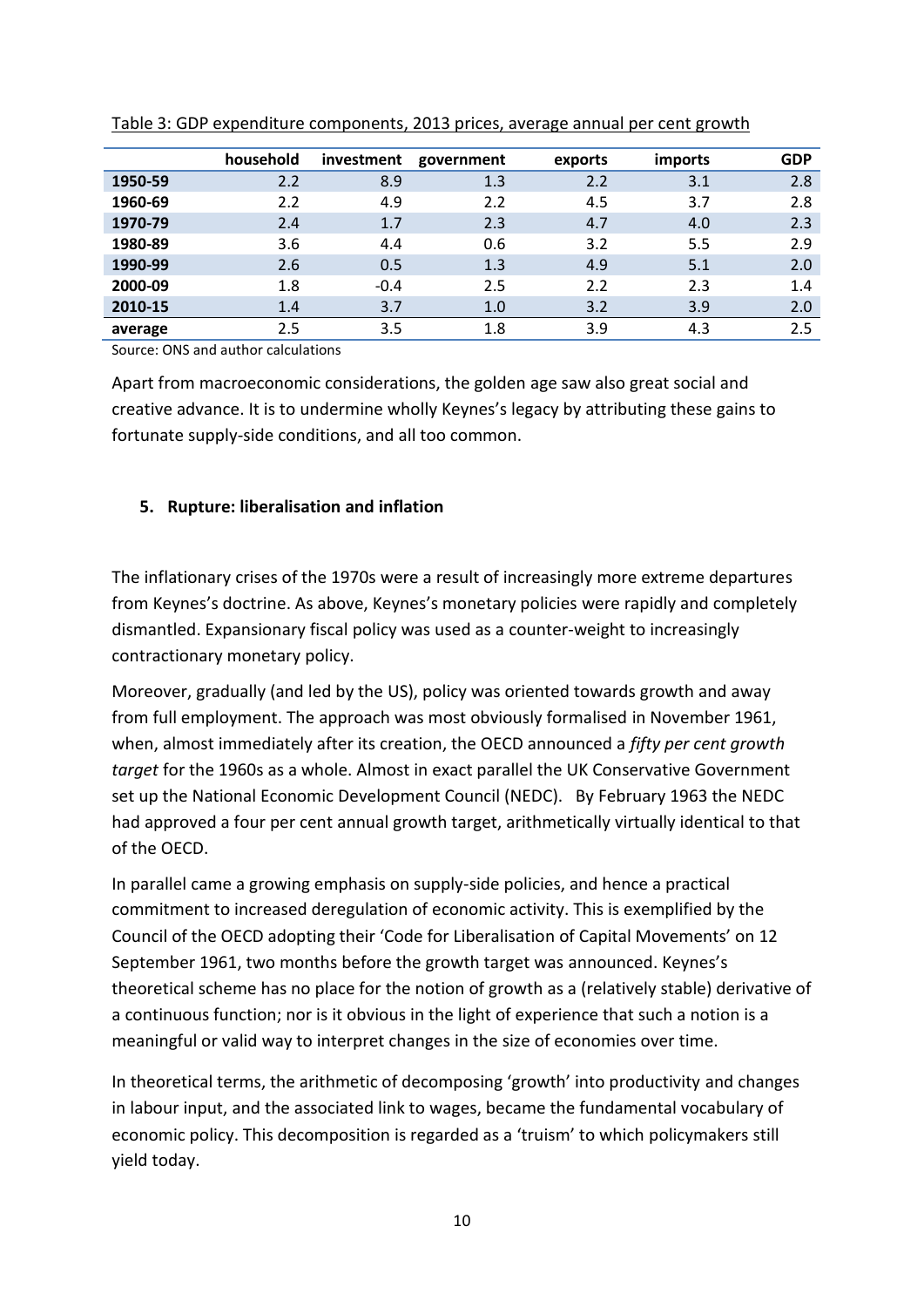Table 3: GDP expenditure components, 2013 prices, average annual per cent growth

| | household | investment | government | exports | imports | GDP |
|---|---|---|---|---|---|---|
| **1950-59** | 2.2 | 8.9 | 1.3 | 2.2 | 3.1 | 2.8 |
| **1960-69** | 2.2 | 4.9 | 2.2 | 4.5 | 3.7 | 2.8 |
| **1970-79** | 2.4 | 1.7 | 2.3 | 4.7 | 4.0 | 2.3 |
| **1980-89** | 3.6 | 4.4 | 0.6 | 3.2 | 5.5 | 2.9 |
| **1990-99** | 2.6 | 0.5 | 1.3 | 4.9 | 5.1 | 2.0 |
| **2000-09** | 1.8 | -0.4 | 2.5 | 2.2 | 2.3 | 1.4 |
| **2010-15** | 1.4 | 3.7 | 1.0 | 3.2 | 3.9 | 2.0 |
| **average** | 2.5 | 3.5 | 1.8 | 3.9 | 4.3 | 2.5 |

Source: ONS and author calculations

Apart from macroeconomic considerations, the golden age saw also great social and creative advance. It is to undermine wholly Keynes's legacy by attributing these gains to fortunate supply-side conditions, and all too common.

#### 5. Rupture: liberalisation and inflation

The inflationary crises of the 1970s were a result of increasingly more extreme departures from Keynes's doctrine. As above, Keynes's monetary policies were rapidly and completely dismantled. Expansionary fiscal policy was used as a counter-weight to increasingly contractionary monetary policy.

Moreover, gradually (and led by the US), policy was oriented towards growth and away from full employment. The approach was most obviously formalised in November 1961, when, almost immediately after its creation, the OECD announced a *fifty per cent growth target* for the 1960s as a whole. Almost in exact parallel the UK Conservative Government set up the National Economic Development Council (NEDC). By February 1963 the NEDC had approved a four per cent annual growth target, arithmetically virtually identical to that of the OECD.

In parallel came a growing emphasis on supply-side policies, and hence a practical commitment to increased deregulation of economic activity. This is exemplified by the Council of the OECD adopting their 'Code for Liberalisation of Capital Movements' on 12 September 1961, two months before the growth target was announced. Keynes's theoretical scheme has no place for the notion of growth as a (relatively stable) derivative of a continuous function; nor is it obvious in the light of experience that such a notion is a meaningful or valid way to interpret changes in the size of economies over time.

In theoretical terms, the arithmetic of decomposing 'growth' into productivity and changes in labour input, and the associated link to wages, became the fundamental vocabulary of economic policy. This decomposition is regarded as a 'truism' to which policymakers still yield today.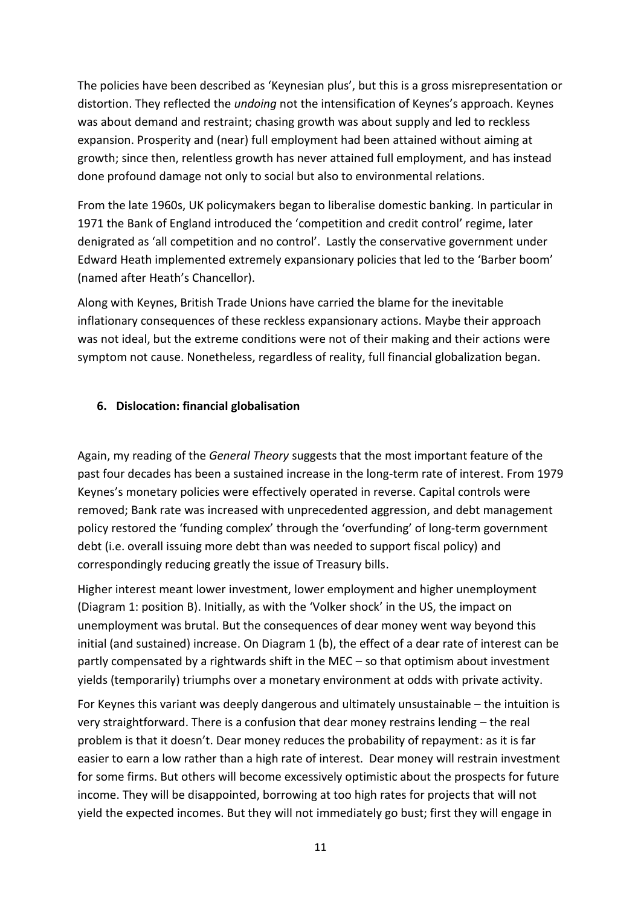The policies have been described as 'Keynesian plus', but this is a gross misrepresentation or distortion. They reflected the *undoing* not the intensification of Keynes's approach. Keynes was about demand and restraint; chasing growth was about supply and led to reckless expansion. Prosperity and (near) full employment had been attained without aiming at growth; since then, relentless growth has never attained full employment, and has instead done profound damage not only to social but also to environmental relations.

From the late 1960s, UK policymakers began to liberalise domestic banking. In particular in 1971 the Bank of England introduced the 'competition and credit control' regime, later denigrated as 'all competition and no control'. Lastly the conservative government under Edward Heath implemented extremely expansionary policies that led to the 'Barber boom' (named after Heath's Chancellor).

Along with Keynes, British Trade Unions have carried the blame for the inevitable inflationary consequences of these reckless expansionary actions. Maybe their approach was not ideal, but the extreme conditions were not of their making and their actions were symptom not cause. Nonetheless, regardless of reality, full financial globalization began.

## 6. Dislocation: financial globalisation

Again, my reading of the *General Theory* suggests that the most important feature of the past four decades has been a sustained increase in the long-term rate of interest. From 1979 Keynes's monetary policies were effectively operated in reverse. Capital controls were removed; Bank rate was increased with unprecedented aggression, and debt management policy restored the 'funding complex' through the 'overfunding' of long-term government debt (i.e. overall issuing more debt than was needed to support fiscal policy) and correspondingly reducing greatly the issue of Treasury bills.

Higher interest meant lower investment, lower employment and higher unemployment (Diagram 1: position B). Initially, as with the 'Volker shock' in the US, the impact on unemployment was brutal. But the consequences of dear money went way beyond this initial (and sustained) increase. On Diagram 1 (b), the effect of a dear rate of interest can be partly compensated by a rightwards shift in the MEC – so that optimism about investment yields (temporarily) triumphs over a monetary environment at odds with private activity.

For Keynes this variant was deeply dangerous and ultimately unsustainable – the intuition is very straightforward. There is a confusion that dear money restrains lending – the real problem is that it doesn't. Dear money reduces the probability of repayment: as it is far easier to earn a low rather than a high rate of interest. Dear money will restrain investment for some firms. But others will become excessively optimistic about the prospects for future income. They will be disappointed, borrowing at too high rates for projects that will not yield the expected incomes. But they will not immediately go bust; first they will engage in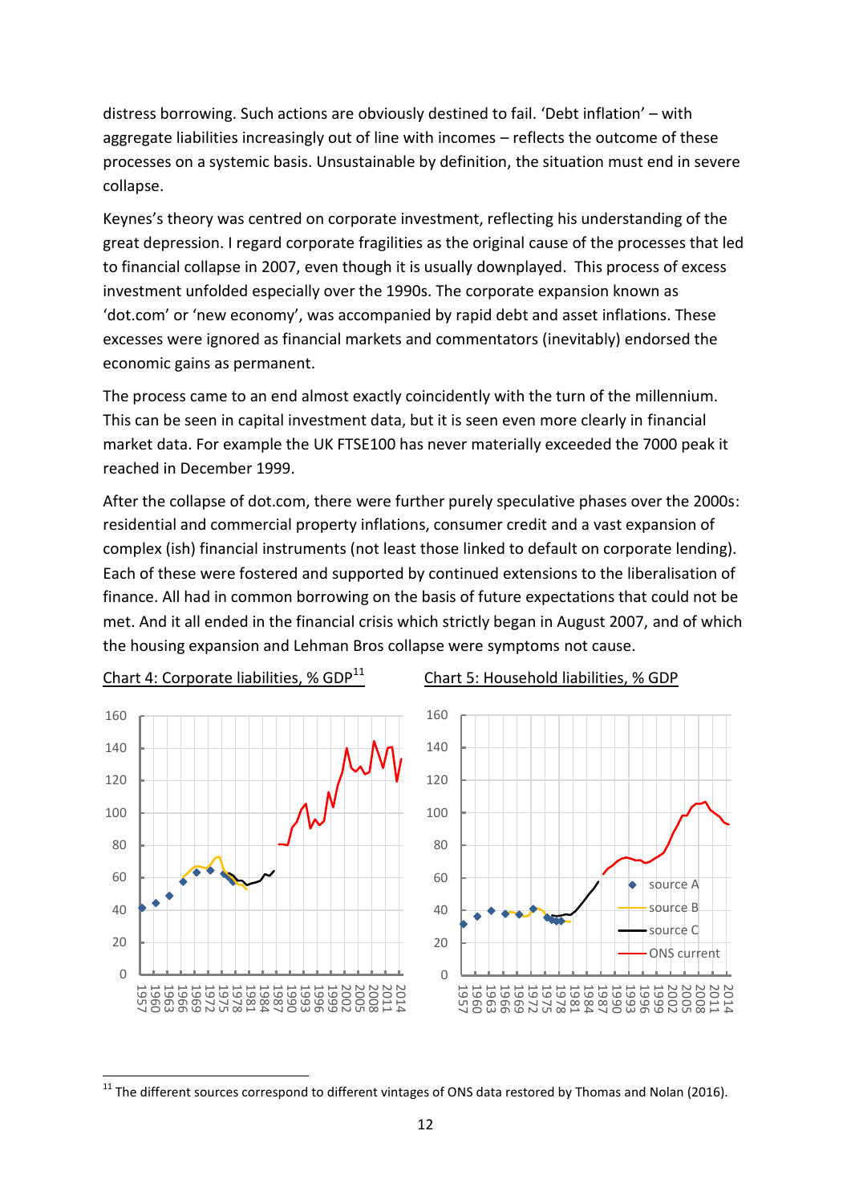distress borrowing. Such actions are obviously destined to fail. 'Debt inflation' – with aggregate liabilities increasingly out of line with incomes – reflects the outcome of these processes on a systemic basis. Unsustainable by definition, the situation must end in severe collapse.

Keynes's theory was centred on corporate investment, reflecting his understanding of the great depression. I regard corporate fragilities as the original cause of the processes that led to financial collapse in 2007, even though it is usually downplayed. This process of excess investment unfolded especially over the 1990s. The corporate expansion known as 'dot.com' or 'new economy', was accompanied by rapid debt and asset inflations. These excesses were ignored as financial markets and commentators (inevitably) endorsed the economic gains as permanent.

The process came to an end almost exactly coincidently with the turn of the millennium. This can be seen in capital investment data, but it is seen even more clearly in financial market data. For example the UK FTSE100 has never materially exceeded the 7000 peak it reached in December 1999.

After the collapse of dot.com, there were further purely speculative phases over the 2000s: residential and commercial property inflations, consumer credit and a vast expansion of complex (ish) financial instruments (not least those linked to default on corporate lending). Each of these were fostered and supported by continued extensions to the liberalisation of finance. All had in common borrowing on the basis of future expectations that could not be met. And it all ended in the financial crisis which strictly began in August 2007, and of which the housing expansion and Lehman Bros collapse were symptoms not cause.

Chart 4: Corporate liabilities, % GDP[11]

Chart 5: Household liabilities, % GDP

[11] The different sources correspond to different vintages of ONS data restored by Thomas and Nolan (2016).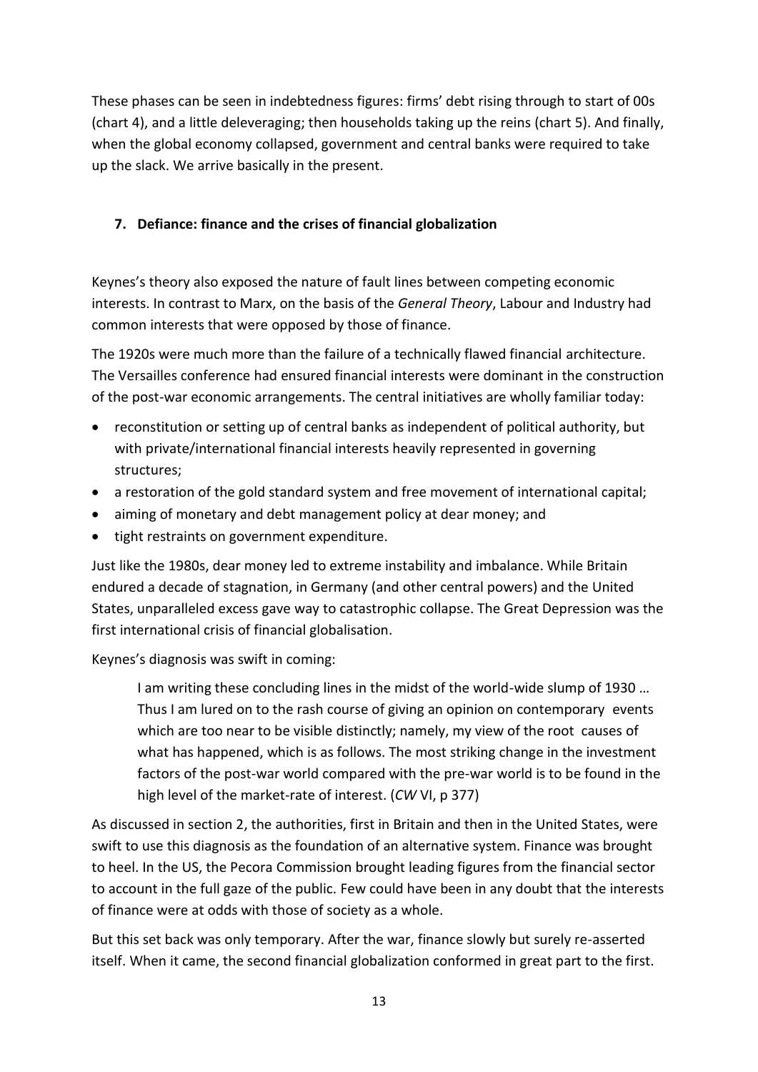These phases can be seen in indebtedness figures: firms' debt rising through to start of 00s (chart 4), and a little deleveraging; then households taking up the reins (chart 5). And finally, when the global economy collapsed, government and central banks were required to take up the slack. We arrive basically in the present.

## 7. Defiance: finance and the crises of financial globalization

Keynes's theory also exposed the nature of fault lines between competing economic interests. In contrast to Marx, on the basis of the *General Theory*, Labour and Industry had common interests that were opposed by those of finance.

The 1920s were much more than the failure of a technically flawed financial architecture. The Versailles conference had ensured financial interests were dominant in the construction of the post-war economic arrangements. The central initiatives are wholly familiar today:

- reconstitution or setting up of central banks as independent of political authority, but with private/international financial interests heavily represented in governing structures;
- a restoration of the gold standard system and free movement of international capital;
- aiming of monetary and debt management policy at dear money; and
- tight restraints on government expenditure.

Just like the 1980s, dear money led to extreme instability and imbalance. While Britain endured a decade of stagnation, in Germany (and other central powers) and the United States, unparalleled excess gave way to catastrophic collapse. The Great Depression was the first international crisis of financial globalisation.

Keynes's diagnosis was swift in coming:

> I am writing these concluding lines in the midst of the world-wide slump of 1930 … Thus I am lured on to the rash course of giving an opinion on contemporary events which are too near to be visible distinctly; namely, my view of the root causes of what has happened, which is as follows. The most striking change in the investment factors of the post-war world compared with the pre-war world is to be found in the high level of the market-rate of interest. (*CW* VI, p 377)

As discussed in section 2, the authorities, first in Britain and then in the United States, were swift to use this diagnosis as the foundation of an alternative system. Finance was brought to heel. In the US, the Pecora Commission brought leading figures from the financial sector to account in the full gaze of the public. Few could have been in any doubt that the interests of finance were at odds with those of society as a whole.

But this set back was only temporary. After the war, finance slowly but surely re-asserted itself. When it came, the second financial globalization conformed in great part to the first.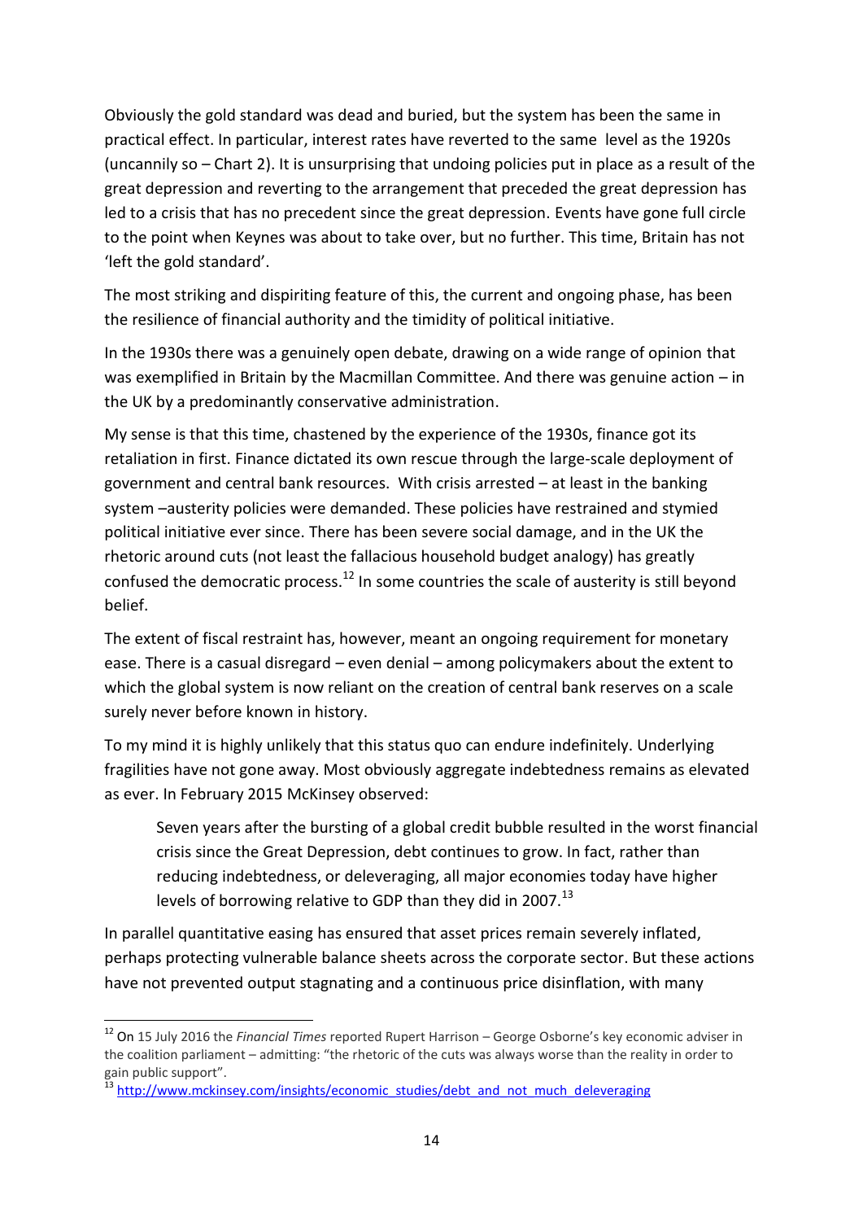Obviously the gold standard was dead and buried, but the system has been the same in practical effect. In particular, interest rates have reverted to the same level as the 1920s (uncannily so – Chart 2). It is unsurprising that undoing policies put in place as a result of the great depression and reverting to the arrangement that preceded the great depression has led to a crisis that has no precedent since the great depression. Events have gone full circle to the point when Keynes was about to take over, but no further. This time, Britain has not 'left the gold standard'.

The most striking and dispiriting feature of this, the current and ongoing phase, has been the resilience of financial authority and the timidity of political initiative.

In the 1930s there was a genuinely open debate, drawing on a wide range of opinion that was exemplified in Britain by the Macmillan Committee. And there was genuine action – in the UK by a predominantly conservative administration.

My sense is that this time, chastened by the experience of the 1930s, finance got its retaliation in first. Finance dictated its own rescue through the large-scale deployment of government and central bank resources. With crisis arrested – at least in the banking system –austerity policies were demanded. These policies have restrained and stymied political initiative ever since. There has been severe social damage, and in the UK the rhetoric around cuts (not least the fallacious household budget analogy) has greatly confused the democratic process.[12] In some countries the scale of austerity is still beyond belief.

The extent of fiscal restraint has, however, meant an ongoing requirement for monetary ease. There is a casual disregard – even denial – among policymakers about the extent to which the global system is now reliant on the creation of central bank reserves on a scale surely never before known in history.

To my mind it is highly unlikely that this status quo can endure indefinitely. Underlying fragilities have not gone away. Most obviously aggregate indebtedness remains as elevated as ever. In February 2015 McKinsey observed:

> Seven years after the bursting of a global credit bubble resulted in the worst financial crisis since the Great Depression, debt continues to grow. In fact, rather than reducing indebtedness, or deleveraging, all major economies today have higher levels of borrowing relative to GDP than they did in 2007.[13]

In parallel quantitative easing has ensured that asset prices remain severely inflated, perhaps protecting vulnerable balance sheets across the corporate sector. But these actions have not prevented output stagnating and a continuous price disinflation, with many

---

[12] On 15 July 2016 the *Financial Times* reported Rupert Harrison – George Osborne's key economic adviser in the coalition parliament – admitting: "the rhetoric of the cuts was always worse than the reality in order to gain public support".

[13] http://www.mckinsey.com/insights/economic_studies/debt_and_not_much_deleveraging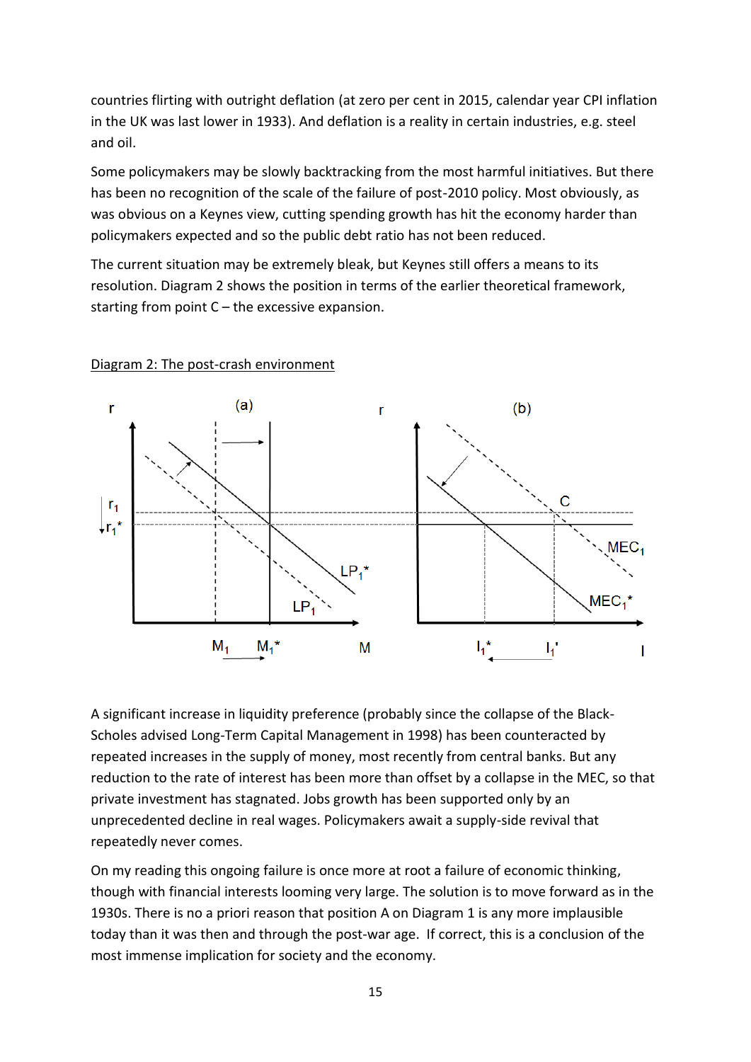countries flirting with outright deflation (at zero per cent in 2015, calendar year CPI inflation in the UK was last lower in 1933). And deflation is a reality in certain industries, e.g. steel and oil.

Some policymakers may be slowly backtracking from the most harmful initiatives. But there has been no recognition of the scale of the failure of post-2010 policy. Most obviously, as was obvious on a Keynes view, cutting spending growth has hit the economy harder than policymakers expected and so the public debt ratio has not been reduced.

The current situation may be extremely bleak, but Keynes still offers a means to its resolution. Diagram 2 shows the position in terms of the earlier theoretical framework, starting from point C – the excessive expansion.

Diagram 2: The post-crash environment

A significant increase in liquidity preference (probably since the collapse of the Black-Scholes advised Long-Term Capital Management in 1998) has been counteracted by repeated increases in the supply of money, most recently from central banks. But any reduction to the rate of interest has been more than offset by a collapse in the MEC, so that private investment has stagnated. Jobs growth has been supported only by an unprecedented decline in real wages. Policymakers await a supply-side revival that repeatedly never comes.

On my reading this ongoing failure is once more at root a failure of economic thinking, though with financial interests looming very large. The solution is to move forward as in the 1930s. There is no a priori reason that position A on Diagram 1 is any more implausible today than it was then and through the post-war age. If correct, this is a conclusion of the most immense implication for society and the economy.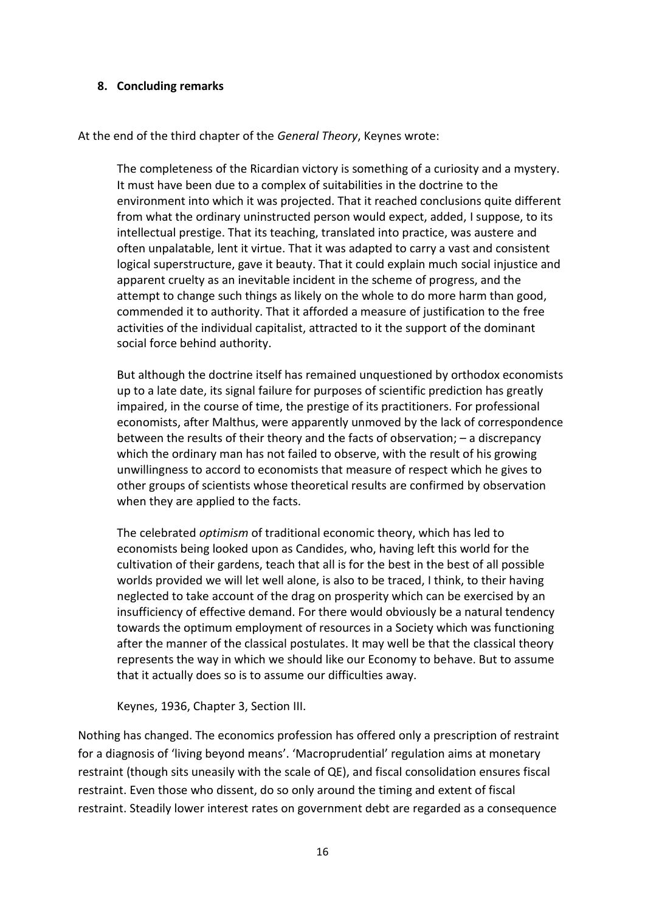## 8. Concluding remarks

At the end of the third chapter of the *General Theory*, Keynes wrote:

> The completeness of the Ricardian victory is something of a curiosity and a mystery. It must have been due to a complex of suitabilities in the doctrine to the environment into which it was projected. That it reached conclusions quite different from what the ordinary uninstructed person would expect, added, I suppose, to its intellectual prestige. That its teaching, translated into practice, was austere and often unpalatable, lent it virtue. That it was adapted to carry a vast and consistent logical superstructure, gave it beauty. That it could explain much social injustice and apparent cruelty as an inevitable incident in the scheme of progress, and the attempt to change such things as likely on the whole to do more harm than good, commended it to authority. That it afforded a measure of justification to the free activities of the individual capitalist, attracted to it the support of the dominant social force behind authority.
>
> But although the doctrine itself has remained unquestioned by orthodox economists up to a late date, its signal failure for purposes of scientific prediction has greatly impaired, in the course of time, the prestige of its practitioners. For professional economists, after Malthus, were apparently unmoved by the lack of correspondence between the results of their theory and the facts of observation; – a discrepancy which the ordinary man has not failed to observe, with the result of his growing unwillingness to accord to economists that measure of respect which he gives to other groups of scientists whose theoretical results are confirmed by observation when they are applied to the facts.
>
> The celebrated *optimism* of traditional economic theory, which has led to economists being looked upon as Candides, who, having left this world for the cultivation of their gardens, teach that all is for the best in the best of all possible worlds provided we will let well alone, is also to be traced, I think, to their having neglected to take account of the drag on prosperity which can be exercised by an insufficiency of effective demand. For there would obviously be a natural tendency towards the optimum employment of resources in a Society which was functioning after the manner of the classical postulates. It may well be that the classical theory represents the way in which we should like our Economy to behave. But to assume that it actually does so is to assume our difficulties away.
>
> Keynes, 1936, Chapter 3, Section III.

Nothing has changed. The economics profession has offered only a prescription of restraint for a diagnosis of 'living beyond means'. 'Macroprudential' regulation aims at monetary restraint (though sits uneasily with the scale of QE), and fiscal consolidation ensures fiscal restraint. Even those who dissent, do so only around the timing and extent of fiscal restraint. Steadily lower interest rates on government debt are regarded as a consequence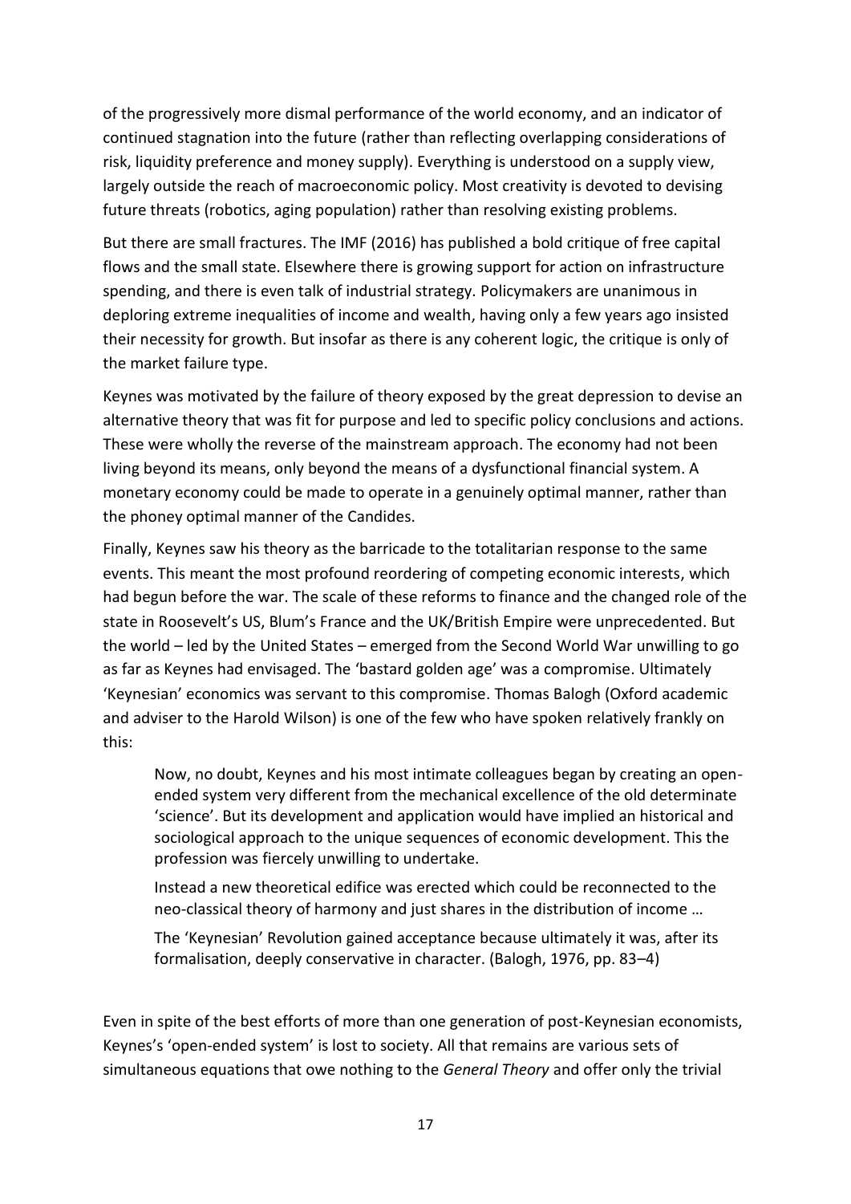of the progressively more dismal performance of the world economy, and an indicator of continued stagnation into the future (rather than reflecting overlapping considerations of risk, liquidity preference and money supply). Everything is understood on a supply view, largely outside the reach of macroeconomic policy. Most creativity is devoted to devising future threats (robotics, aging population) rather than resolving existing problems.

But there are small fractures. The IMF (2016) has published a bold critique of free capital flows and the small state. Elsewhere there is growing support for action on infrastructure spending, and there is even talk of industrial strategy. Policymakers are unanimous in deploring extreme inequalities of income and wealth, having only a few years ago insisted their necessity for growth. But insofar as there is any coherent logic, the critique is only of the market failure type.

Keynes was motivated by the failure of theory exposed by the great depression to devise an alternative theory that was fit for purpose and led to specific policy conclusions and actions. These were wholly the reverse of the mainstream approach. The economy had not been living beyond its means, only beyond the means of a dysfunctional financial system. A monetary economy could be made to operate in a genuinely optimal manner, rather than the phoney optimal manner of the Candides.

Finally, Keynes saw his theory as the barricade to the totalitarian response to the same events. This meant the most profound reordering of competing economic interests, which had begun before the war. The scale of these reforms to finance and the changed role of the state in Roosevelt's US, Blum's France and the UK/British Empire were unprecedented. But the world – led by the United States – emerged from the Second World War unwilling to go as far as Keynes had envisaged. The 'bastard golden age' was a compromise. Ultimately 'Keynesian' economics was servant to this compromise. Thomas Balogh (Oxford academic and adviser to the Harold Wilson) is one of the few who have spoken relatively frankly on this:

> Now, no doubt, Keynes and his most intimate colleagues began by creating an open-ended system very different from the mechanical excellence of the old determinate 'science'. But its development and application would have implied an historical and sociological approach to the unique sequences of economic development. This the profession was fiercely unwilling to undertake.
>
> Instead a new theoretical edifice was erected which could be reconnected to the neo-classical theory of harmony and just shares in the distribution of income …
>
> The 'Keynesian' Revolution gained acceptance because ultimately it was, after its formalisation, deeply conservative in character. (Balogh, 1976, pp. 83–4)

Even in spite of the best efforts of more than one generation of post-Keynesian economists, Keynes's 'open-ended system' is lost to society. All that remains are various sets of simultaneous equations that owe nothing to the *General Theory* and offer only the trivial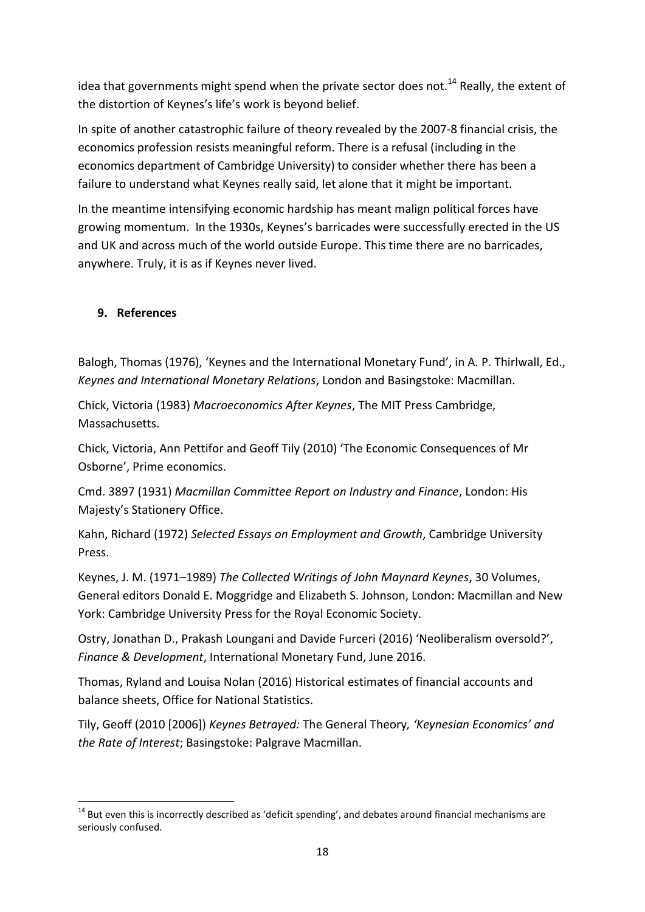idea that governments might spend when the private sector does not.[14] Really, the extent of the distortion of Keynes's life's work is beyond belief.

In spite of another catastrophic failure of theory revealed by the 2007-8 financial crisis, the economics profession resists meaningful reform. There is a refusal (including in the economics department of Cambridge University) to consider whether there has been a failure to understand what Keynes really said, let alone that it might be important.

In the meantime intensifying economic hardship has meant malign political forces have growing momentum. In the 1930s, Keynes's barricades were successfully erected in the US and UK and across much of the world outside Europe. This time there are no barricades, anywhere. Truly, it is as if Keynes never lived.

## 9. References

Balogh, Thomas (1976), 'Keynes and the International Monetary Fund', in A. P. Thirlwall, Ed., *Keynes and International Monetary Relations*, London and Basingstoke: Macmillan.

Chick, Victoria (1983) *Macroeconomics After Keynes*, The MIT Press Cambridge, Massachusetts.

Chick, Victoria, Ann Pettifor and Geoff Tily (2010) 'The Economic Consequences of Mr Osborne', Prime economics.

Cmd. 3897 (1931) *Macmillan Committee Report on Industry and Finance*, London: His Majesty's Stationery Office.

Kahn, Richard (1972) *Selected Essays on Employment and Growth*, Cambridge University Press.

Keynes, J. M. (1971–1989) *The Collected Writings of John Maynard Keynes*, 30 Volumes, General editors Donald E. Moggridge and Elizabeth S. Johnson, London: Macmillan and New York: Cambridge University Press for the Royal Economic Society.

Ostry, Jonathan D., Prakash Loungani and Davide Furceri (2016) 'Neoliberalism oversold?', *Finance & Development*, International Monetary Fund, June 2016.

Thomas, Ryland and Louisa Nolan (2016) Historical estimates of financial accounts and balance sheets, Office for National Statistics.

Tily, Geoff (2010 [2006]) *Keynes Betrayed:* The General Theory*, 'Keynesian Economics' and the Rate of Interest*; Basingstoke: Palgrave Macmillan.

[14] But even this is incorrectly described as 'deficit spending', and debates around financial mechanisms are seriously confused.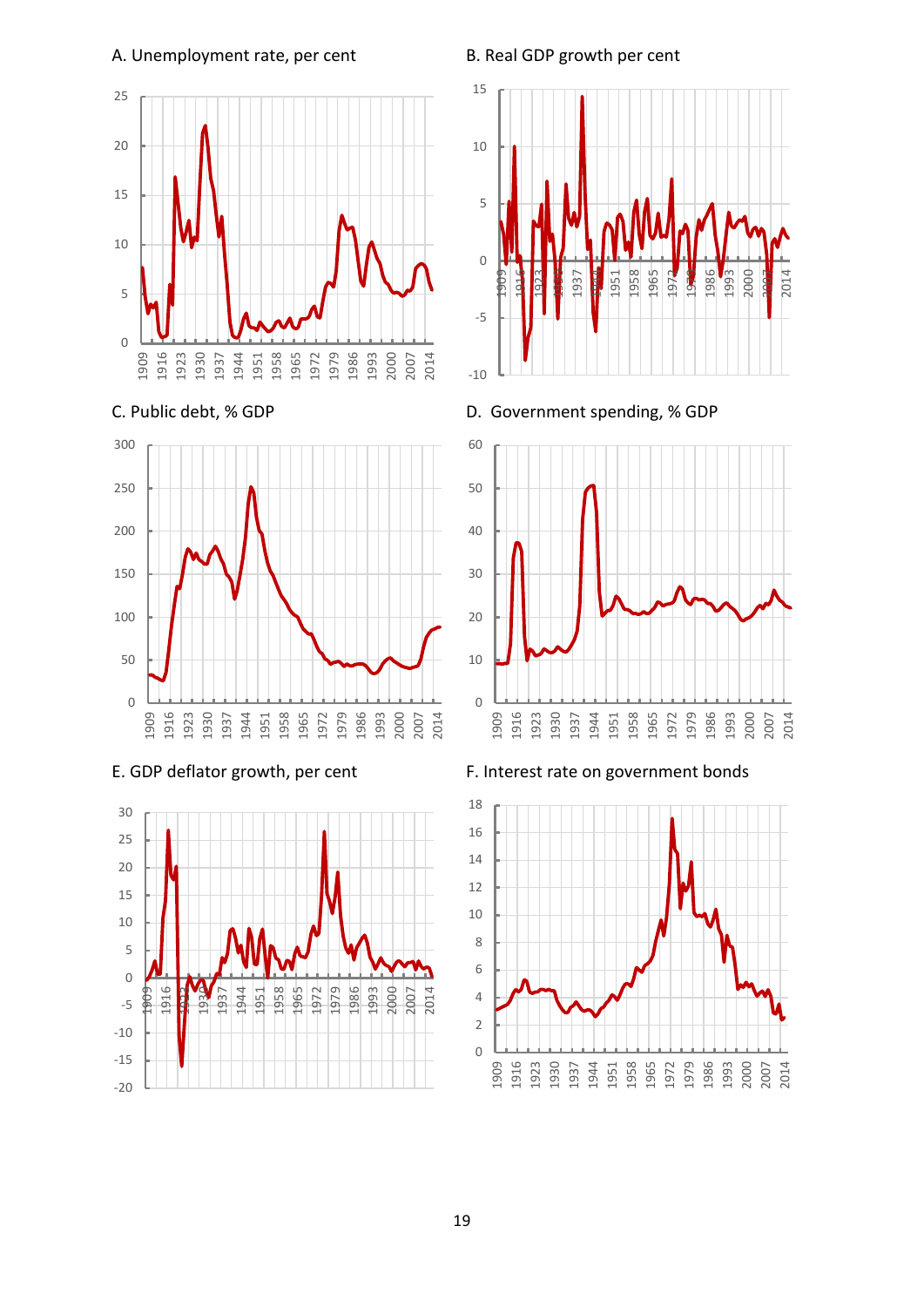A. Unemployment rate, per cent

25
20
15
10
5
0

1909 1916 1923 1930 1937 1944 1951 1958 1965 1972 1979 1986 1993 2000 2007 2014

B. Real GDP growth per cent

15
10
5
0
-5
-10

1909 1916 1923 1930 1937 1944 1951 1958 1965 1972 1979 1986 1993 2000 2007 2014

C. Public debt, % GDP

300
250
200
150
100
50
0

1909 1916 1923 1930 1937 1944 1951 1958 1965 1972 1979 1986 1993 2000 2007 2014

D. Government spending, % GDP

60
50
40
30
20
10
0

1909 1916 1923 1930 1937 1944 1951 1958 1965 1972 1979 1986 1993 2000 2007 2014

E. GDP deflator growth, per cent

30
25
20
15
10
5
0
-5
-10
-15
-20

1909 1916 1923 1930 1937 1944 1951 1958 1965 1972 1979 1986 1993 2000 2007 2014

F. Interest rate on government bonds

18
16
14
12
10
8
6
4
2
0

1909 1916 1923 1930 1937 1944 1951 1958 1965 1972 1979 1986 1993 2000 2007 2014